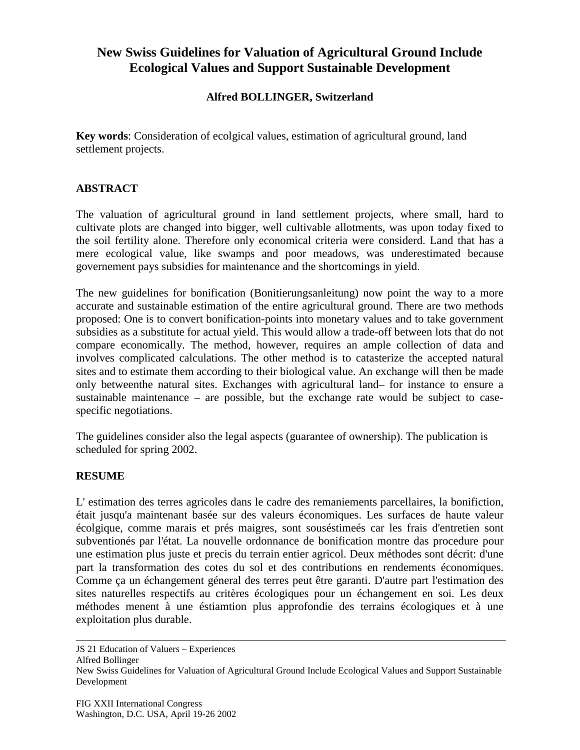# New Swiss Guidelines for Valuation of Agricultural Ground Include Ecological Values and Support Sustainable Development

**Alfred BOLLINGER, Switzerland**

**Key words**: Consideration of ecolgical values, estimation of agricultural ground, land settlement projects.

## ABSTRACT

The valuation of agricultural ground in land settlement projects, where small, hard to cultivate plots are changed into bigger, well cultivable allotments, was upon today fixed to the soil fertility alone. Therefore only economical criteria were considerd. Land that has a mere ecological value, like swamps and poor meadows, was underestimated because governement pays subsidies for maintenance and the shortcomings in yield.

The new guidelines for bonification (Bonitierungsanleitung) now point the way to a more accurate and sustainable estimation of the entire agricultural ground. There are two methods proposed: One is to convert bonification-points into monetary values and to take government subsidies as a substitute for actual yield. This would allow a trade-off between lots that do not compare economically. The method, however, requires an ample collection of data and involves complicated calculations. The other method is to catasterize the accepted natural sites and to estimate them according to their biological value. An exchange will then be made only betweenthe natural sites. Exchanges with agricultural land– for instance to ensure a sustainable maintenance – are possible, but the exchange rate would be subject to case-specific negotiations.

The guidelines consider also the legal aspects (guarantee of ownership). The publication is scheduled for spring 2002.

## RESUME

L' estimation des terres agricoles dans le cadre des remaniements parcellaires, la bonifiction, était jusqu'a maintenant basée sur des valeurs économiques. Les surfaces de haute valeur écolgique, comme marais et prés maigres, sont souséstimeés car les frais d'entretien sont subventionés par l'état. La nouvelle ordonnance de bonification montre das procedure pour une estimation plus juste et precis du terrain entier agricol. Deux méthodes sont décrit: d'une part la transformation des cotes du sol et des contributions en rendements économiques. Comme ça un échangement géneral des terres peut être garanti. D'autre part l'estimation des sites naturelles respectifs au critères écologiques pour un échangement en soi. Les deux méthodes menent à une éstiamtion plus approfondie des terrains écologiques et à une exploitation plus durable.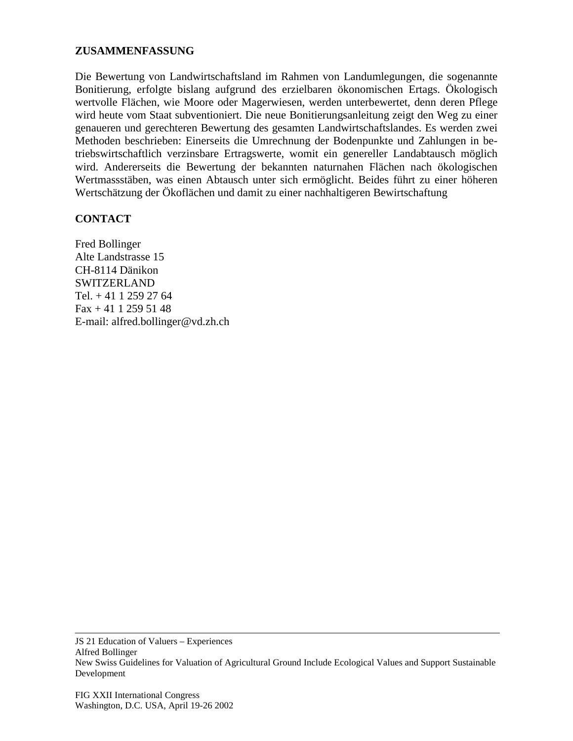## ZUSAMMENFASSUNG

Die Bewertung von Landwirtschaftsland im Rahmen von Landumlegungen, die sogenannte Bonitierung, erfolgte bislang aufgrund des erzielbaren ökonomischen Ertags. Ökologisch wertvolle Flächen, wie Moore oder Magerwiesen, werden unterbewertet, denn deren Pflege wird heute vom Staat subventioniert. Die neue Bonitierungsanleitung zeigt den Weg zu einer genaueren und gerechteren Bewertung des gesamten Landwirtschaftslandes. Es werden zwei Methoden beschrieben: Einerseits die Umrechnung der Bodenpunkte und Zahlungen in betriebswirtschaftlich verzinsbare Ertragswerte, womit ein genereller Landabtausch möglich wird. Andererseits die Bewertung der bekannten naturnahen Flächen nach ökologischen Wertmassstäben, was einen Abtausch unter sich ermöglicht. Beides führt zu einer höheren Wertschätzung der Ökoflächen und damit zu einer nachhaltigeren Bewirtschaftung

## CONTACT

Fred Bollinger
Alte Landstrasse 15
CH-8114 Dänikon
SWITZERLAND
Tel. + 41 1 259 27 64
Fax + 41 1 259 51 48
E-mail: alfred.bollinger@vd.zh.ch